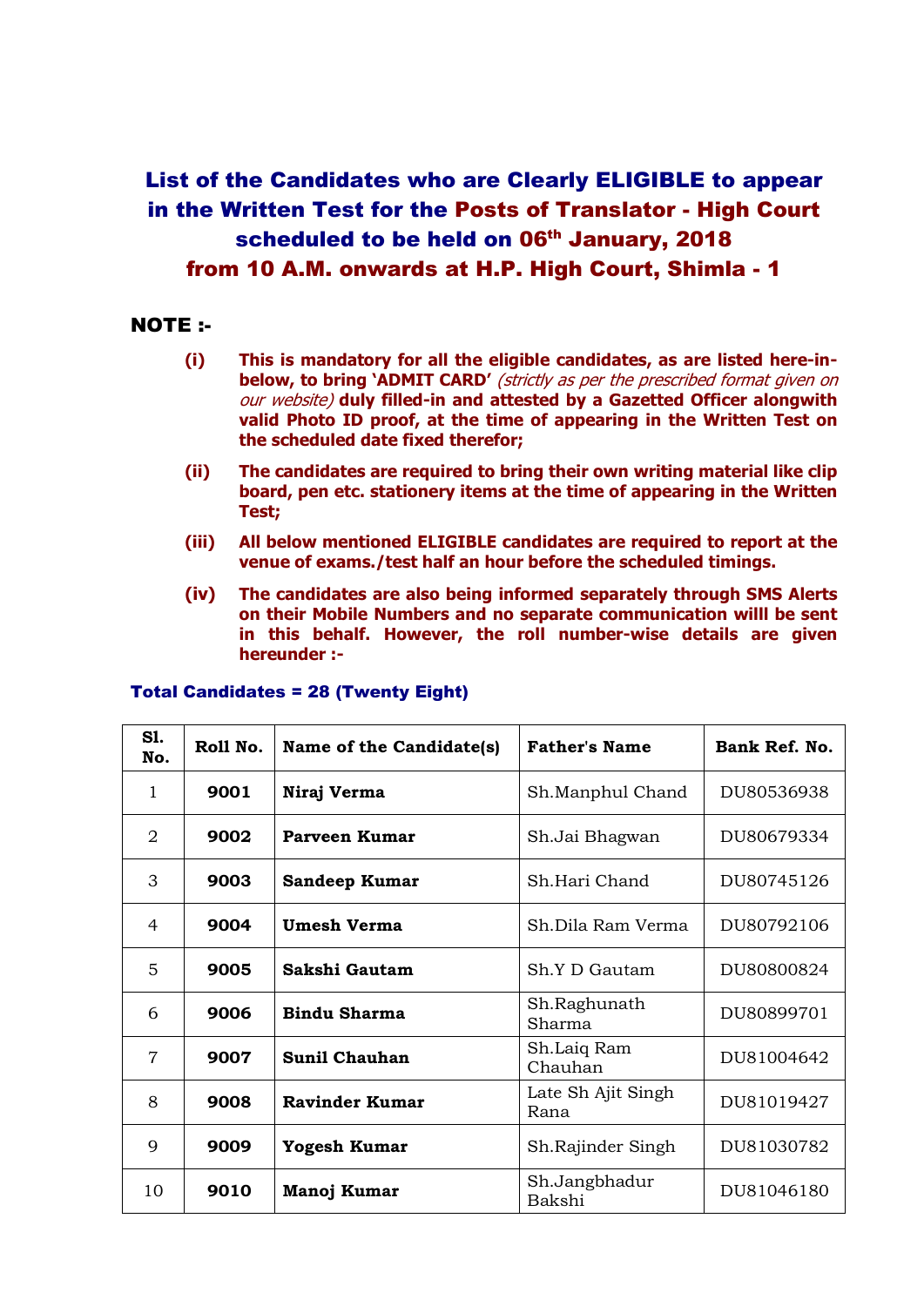# List of the Candidates who are Clearly ELIGIBLE to appear in the Written Test for the Posts of Translator - High Court scheduled to be held on 06th January, 2018 from 10 A.M. onwards at H.P. High Court, Shimla - 1

## NOTE :-

(i) **This is mandatory for all the eligible candidates, as are listed here-in-below, to bring 'ADMIT CARD'** *(strictly as per the prescribed format given on our website)* **duly filled-in and attested by a Gazetted Officer alongwith valid Photo ID proof, at the time of appearing in the Written Test on the scheduled date fixed therefor;**

(ii) **The candidates are required to bring their own writing material like clip board, pen etc. stationery items at the time of appearing in the Written Test;**

(iii) **All below mentioned ELIGIBLE candidates are required to report at the venue of exams./test half an hour before the scheduled timings.**

(iv) **The candidates are also being informed separately through SMS Alerts on their Mobile Numbers and no separate communication willl be sent in this behalf. However, the roll number-wise details are given hereunder :-**

**Total Candidates = 28 (Twenty Eight)**

| Sl. No. | Roll No. | Name of the Candidate(s) | Father's Name | Bank Ref. No. |
|---|---|---|---|---|
| 1 | **9001** | **Niraj Verma** | Sh.Manphul Chand | DU80536938 |
| 2 | **9002** | **Parveen Kumar** | Sh.Jai Bhagwan | DU80679334 |
| 3 | **9003** | **Sandeep Kumar** | Sh.Hari Chand | DU80745126 |
| 4 | **9004** | **Umesh Verma** | Sh.Dila Ram Verma | DU80792106 |
| 5 | **9005** | **Sakshi Gautam** | Sh.Y D Gautam | DU80800824 |
| 6 | **9006** | **Bindu Sharma** | Sh.Raghunath Sharma | DU80899701 |
| 7 | **9007** | **Sunil Chauhan** | Sh.Laiq Ram Chauhan | DU81004642 |
| 8 | **9008** | **Ravinder Kumar** | Late Sh Ajit Singh Rana | DU81019427 |
| 9 | **9009** | **Yogesh Kumar** | Sh.Rajinder Singh | DU81030782 |
| 10 | **9010** | **Manoj Kumar** | Sh.Jangbhadur Bakshi | DU81046180 |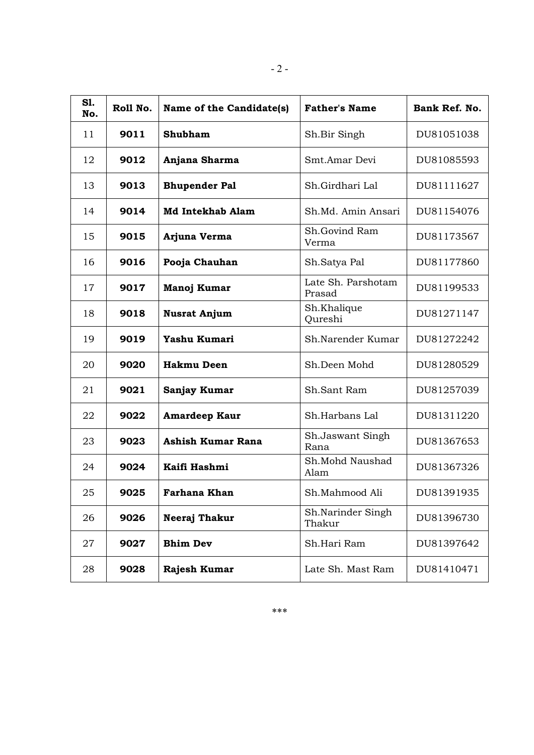| Sl. No. | Roll No. | Name of the Candidate(s) | Father's Name | Bank Ref. No. |
|---|---|---|---|---|
| 11 | **9011** | **Shubham** | Sh.Bir Singh | DU81051038 |
| 12 | **9012** | **Anjana Sharma** | Smt.Amar Devi | DU81085593 |
| 13 | **9013** | **Bhupender Pal** | Sh.Girdhari Lal | DU81111627 |
| 14 | **9014** | **Md Intekhab Alam** | Sh.Md. Amin Ansari | DU81154076 |
| 15 | **9015** | **Arjuna Verma** | Sh.Govind Ram Verma | DU81173567 |
| 16 | **9016** | **Pooja Chauhan** | Sh.Satya Pal | DU81177860 |
| 17 | **9017** | **Manoj Kumar** | Late Sh. Parshotam Prasad | DU81199533 |
| 18 | **9018** | **Nusrat Anjum** | Sh.Khalique Qureshi | DU81271147 |
| 19 | **9019** | **Yashu Kumari** | Sh.Narender Kumar | DU81272242 |
| 20 | **9020** | **Hakmu Deen** | Sh.Deen Mohd | DU81280529 |
| 21 | **9021** | **Sanjay Kumar** | Sh.Sant Ram | DU81257039 |
| 22 | **9022** | **Amardeep Kaur** | Sh.Harbans Lal | DU81311220 |
| 23 | **9023** | **Ashish Kumar Rana** | Sh.Jaswant Singh Rana | DU81367653 |
| 24 | **9024** | **Kaifi Hashmi** | Sh.Mohd Naushad Alam | DU81367326 |
| 25 | **9025** | **Farhana Khan** | Sh.Mahmood Ali | DU81391935 |
| 26 | **9026** | **Neeraj Thakur** | Sh.Narinder Singh Thakur | DU81396730 |
| 27 | **9027** | **Bhim Dev** | Sh.Hari Ram | DU81397642 |
| 28 | **9028** | **Rajesh Kumar** | Late Sh. Mast Ram | DU81410471 |

***